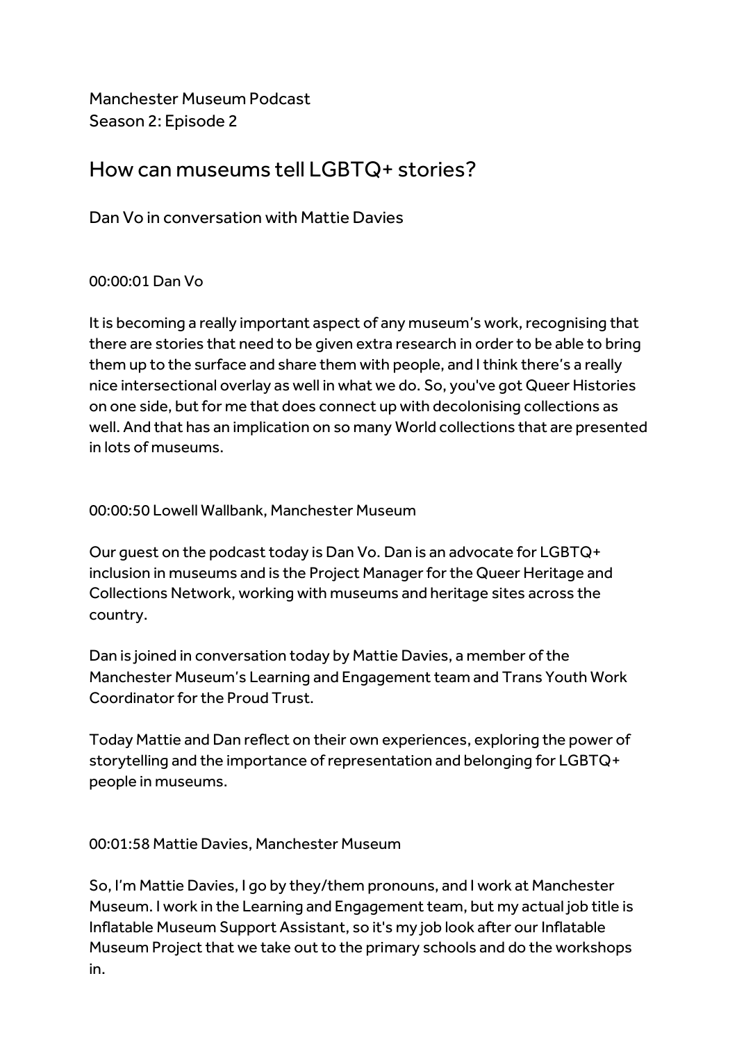Manchester Museum Podcast
Season 2: Episode 2

# How can museums tell LGBTQ+ stories?

Dan Vo in conversation with Mattie Davies

00:00:01 Dan Vo

It is becoming a really important aspect of any museum's work, recognising that there are stories that need to be given extra research in order to be able to bring them up to the surface and share them with people, and I think there's a really nice intersectional overlay as well in what we do. So, you've got Queer Histories on one side, but for me that does connect up with decolonising collections as well. And that has an implication on so many World collections that are presented in lots of museums.

00:00:50 Lowell Wallbank, Manchester Museum

Our guest on the podcast today is Dan Vo. Dan is an advocate for LGBTQ+ inclusion in museums and is the Project Manager for the Queer Heritage and Collections Network, working with museums and heritage sites across the country.

Dan is joined in conversation today by Mattie Davies, a member of the Manchester Museum's Learning and Engagement team and Trans Youth Work Coordinator for the Proud Trust.

Today Mattie and Dan reflect on their own experiences, exploring the power of storytelling and the importance of representation and belonging for LGBTQ+ people in museums.

00:01:58 Mattie Davies, Manchester Museum

So, I'm Mattie Davies, I go by they/them pronouns, and I work at Manchester Museum. I work in the Learning and Engagement team, but my actual job title is Inflatable Museum Support Assistant, so it's my job look after our Inflatable Museum Project that we take out to the primary schools and do the workshops in.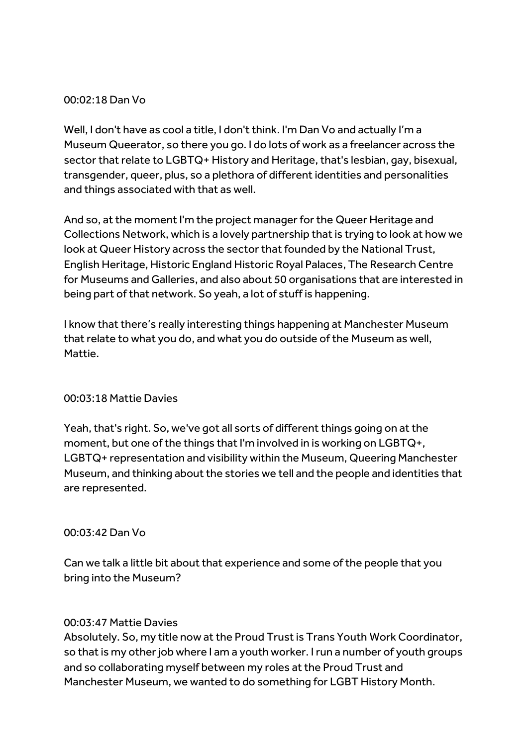00:02:18 Dan Vo

Well, I don't have as cool a title, I don't think. I'm Dan Vo and actually I'm a Museum Queerator, so there you go. I do lots of work as a freelancer across the sector that relate to LGBTQ+ History and Heritage, that's lesbian, gay, bisexual, transgender, queer, plus, so a plethora of different identities and personalities and things associated with that as well.

And so, at the moment I'm the project manager for the Queer Heritage and Collections Network, which is a lovely partnership that is trying to look at how we look at Queer History across the sector that founded by the National Trust, English Heritage, Historic England Historic Royal Palaces, The Research Centre for Museums and Galleries, and also about 50 organisations that are interested in being part of that network. So yeah, a lot of stuff is happening.

I know that there's really interesting things happening at Manchester Museum that relate to what you do, and what you do outside of the Museum as well, Mattie.

00:03:18 Mattie Davies

Yeah, that's right. So, we've got all sorts of different things going on at the moment, but one of the things that I'm involved in is working on LGBTQ+, LGBTQ+ representation and visibility within the Museum, Queering Manchester Museum, and thinking about the stories we tell and the people and identities that are represented.

00:03:42 Dan Vo

Can we talk a little bit about that experience and some of the people that you bring into the Museum?

00:03:47 Mattie Davies

Absolutely. So, my title now at the Proud Trust is Trans Youth Work Coordinator, so that is my other job where I am a youth worker. I run a number of youth groups and so collaborating myself between my roles at the Proud Trust and Manchester Museum, we wanted to do something for LGBT History Month.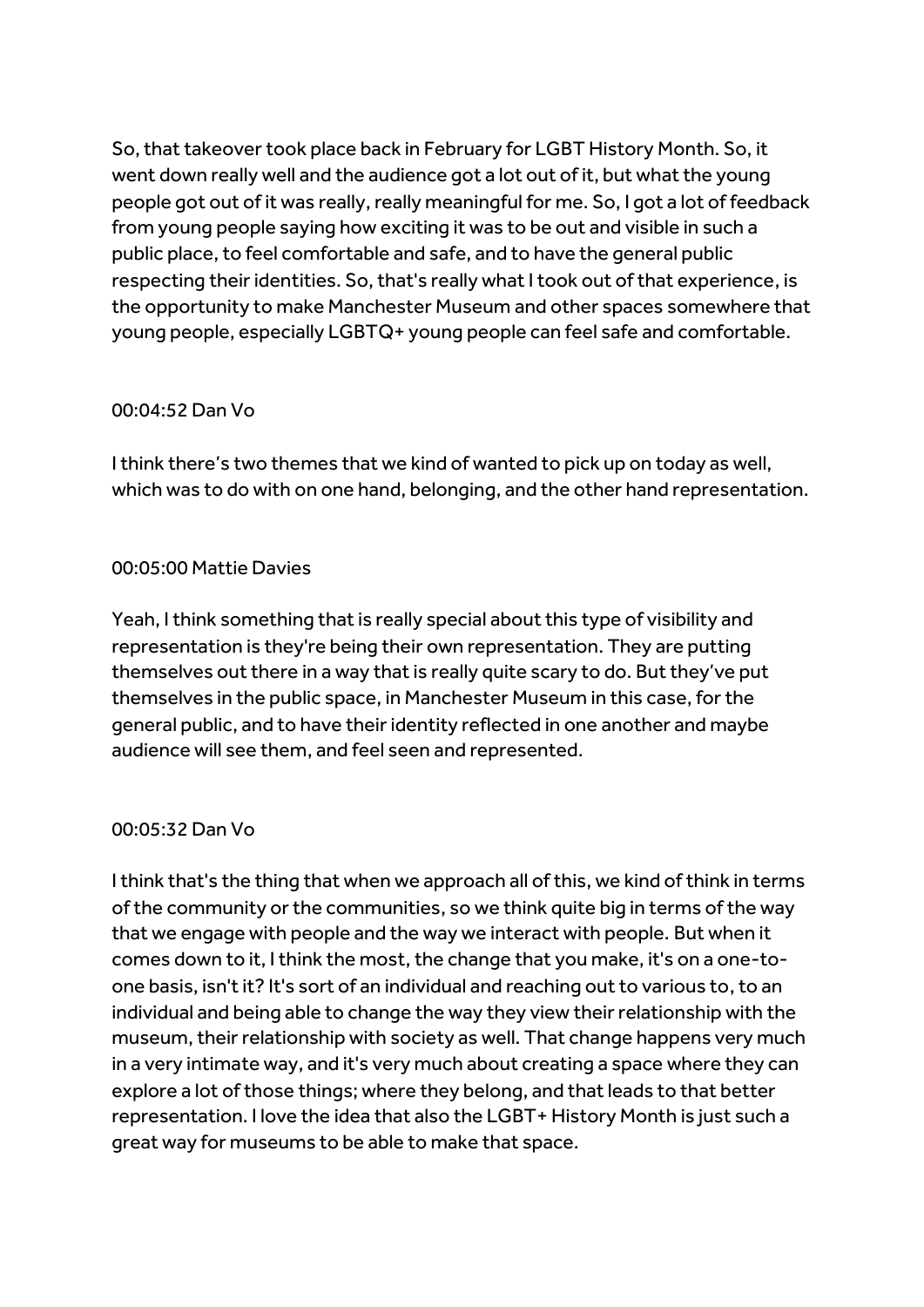So, that takeover took place back in February for LGBT History Month. So, it went down really well and the audience got a lot out of it, but what the young people got out of it was really, really meaningful for me. So, I got a lot of feedback from young people saying how exciting it was to be out and visible in such a public place, to feel comfortable and safe, and to have the general public respecting their identities. So, that's really what I took out of that experience, is the opportunity to make Manchester Museum and other spaces somewhere that young people, especially LGBTQ+ young people can feel safe and comfortable.

00:04:52 Dan Vo

I think there's two themes that we kind of wanted to pick up on today as well, which was to do with on one hand, belonging, and the other hand representation.

00:05:00 Mattie Davies

Yeah, I think something that is really special about this type of visibility and representation is they're being their own representation. They are putting themselves out there in a way that is really quite scary to do. But they've put themselves in the public space, in Manchester Museum in this case, for the general public, and to have their identity reflected in one another and maybe audience will see them, and feel seen and represented.

00:05:32 Dan Vo

I think that's the thing that when we approach all of this, we kind of think in terms of the community or the communities, so we think quite big in terms of the way that we engage with people and the way we interact with people. But when it comes down to it, I think the most, the change that you make, it's on a one-to-one basis, isn't it? It's sort of an individual and reaching out to various to, to an individual and being able to change the way they view their relationship with the museum, their relationship with society as well. That change happens very much in a very intimate way, and it's very much about creating a space where they can explore a lot of those things; where they belong, and that leads to that better representation. I love the idea that also the LGBT+ History Month is just such a great way for museums to be able to make that space.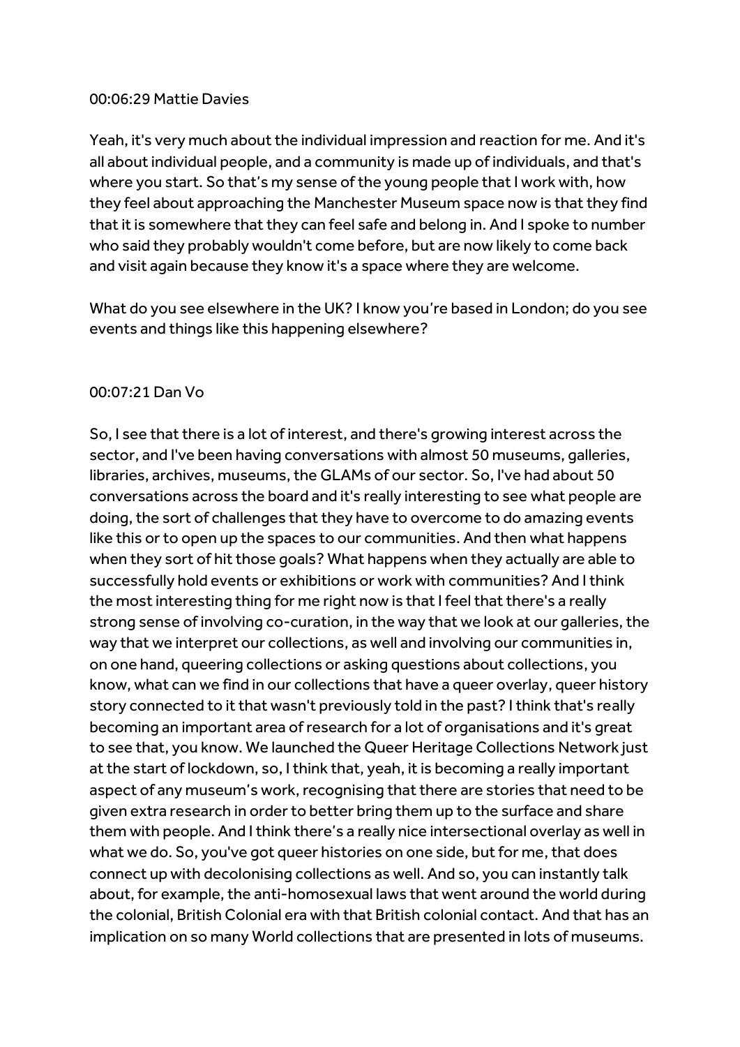00:06:29 Mattie Davies

Yeah, it's very much about the individual impression and reaction for me. And it's all about individual people, and a community is made up of individuals, and that's where you start. So that's my sense of the young people that I work with, how they feel about approaching the Manchester Museum space now is that they find that it is somewhere that they can feel safe and belong in. And I spoke to number who said they probably wouldn't come before, but are now likely to come back and visit again because they know it's a space where they are welcome.

What do you see elsewhere in the UK? I know you're based in London; do you see events and things like this happening elsewhere?

00:07:21 Dan Vo

So, I see that there is a lot of interest, and there's growing interest across the sector, and I've been having conversations with almost 50 museums, galleries, libraries, archives, museums, the GLAMs of our sector. So, I've had about 50 conversations across the board and it's really interesting to see what people are doing, the sort of challenges that they have to overcome to do amazing events like this or to open up the spaces to our communities. And then what happens when they sort of hit those goals? What happens when they actually are able to successfully hold events or exhibitions or work with communities? And I think the most interesting thing for me right now is that I feel that there's a really strong sense of involving co-curation, in the way that we look at our galleries, the way that we interpret our collections, as well and involving our communities in, on one hand, queering collections or asking questions about collections, you know, what can we find in our collections that have a queer overlay, queer history story connected to it that wasn't previously told in the past? I think that's really becoming an important area of research for a lot of organisations and it's great to see that, you know. We launched the Queer Heritage Collections Network just at the start of lockdown, so, I think that, yeah, it is becoming a really important aspect of any museum's work, recognising that there are stories that need to be given extra research in order to better bring them up to the surface and share them with people. And I think there's a really nice intersectional overlay as well in what we do. So, you've got queer histories on one side, but for me, that does connect up with decolonising collections as well. And so, you can instantly talk about, for example, the anti-homosexual laws that went around the world during the colonial, British Colonial era with that British colonial contact. And that has an implication on so many World collections that are presented in lots of museums.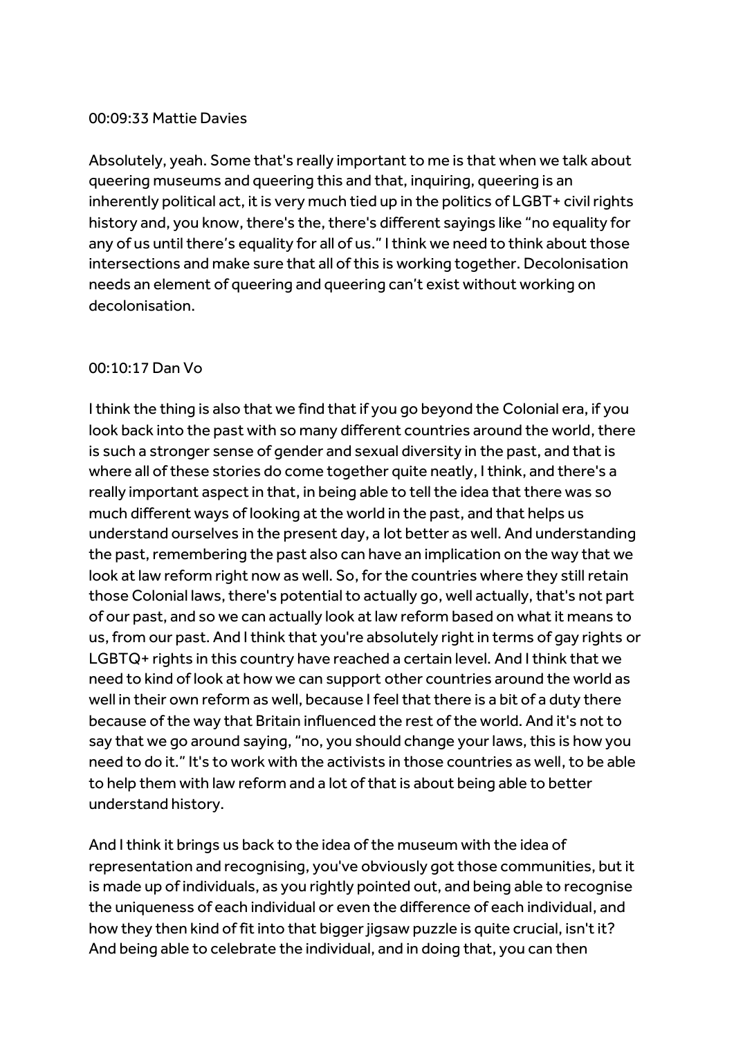00:09:33 Mattie Davies

Absolutely, yeah. Some that's really important to me is that when we talk about queering museums and queering this and that, inquiring, queering is an inherently political act, it is very much tied up in the politics of LGBT+ civil rights history and, you know, there's the, there's different sayings like "no equality for any of us until there's equality for all of us." I think we need to think about those intersections and make sure that all of this is working together. Decolonisation needs an element of queering and queering can't exist without working on decolonisation.

00:10:17 Dan Vo

I think the thing is also that we find that if you go beyond the Colonial era, if you look back into the past with so many different countries around the world, there is such a stronger sense of gender and sexual diversity in the past, and that is where all of these stories do come together quite neatly, I think, and there's a really important aspect in that, in being able to tell the idea that there was so much different ways of looking at the world in the past, and that helps us understand ourselves in the present day, a lot better as well. And understanding the past, remembering the past also can have an implication on the way that we look at law reform right now as well. So, for the countries where they still retain those Colonial laws, there's potential to actually go, well actually, that's not part of our past, and so we can actually look at law reform based on what it means to us, from our past. And I think that you're absolutely right in terms of gay rights or LGBTQ+ rights in this country have reached a certain level. And I think that we need to kind of look at how we can support other countries around the world as well in their own reform as well, because I feel that there is a bit of a duty there because of the way that Britain influenced the rest of the world. And it's not to say that we go around saying, "no, you should change your laws, this is how you need to do it." It's to work with the activists in those countries as well, to be able to help them with law reform and a lot of that is about being able to better understand history.

And I think it brings us back to the idea of the museum with the idea of representation and recognising, you've obviously got those communities, but it is made up of individuals, as you rightly pointed out, and being able to recognise the uniqueness of each individual or even the difference of each individual, and how they then kind of fit into that bigger jigsaw puzzle is quite crucial, isn't it? And being able to celebrate the individual, and in doing that, you can then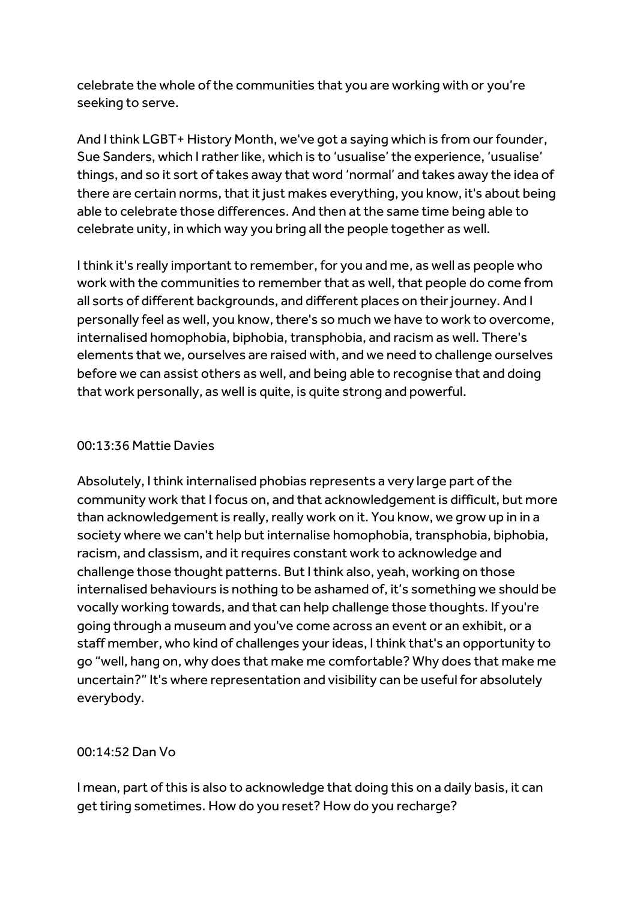celebrate the whole of the communities that you are working with or you're seeking to serve.

And I think LGBT+ History Month, we've got a saying which is from our founder, Sue Sanders, which I rather like, which is to 'usualise' the experience, 'usualise' things, and so it sort of takes away that word 'normal' and takes away the idea of there are certain norms, that it just makes everything, you know, it's about being able to celebrate those differences. And then at the same time being able to celebrate unity, in which way you bring all the people together as well.

I think it's really important to remember, for you and me, as well as people who work with the communities to remember that as well, that people do come from all sorts of different backgrounds, and different places on their journey. And I personally feel as well, you know, there's so much we have to work to overcome, internalised homophobia, biphobia, transphobia, and racism as well. There's elements that we, ourselves are raised with, and we need to challenge ourselves before we can assist others as well, and being able to recognise that and doing that work personally, as well is quite, is quite strong and powerful.

00:13:36 Mattie Davies

Absolutely, I think internalised phobias represents a very large part of the community work that I focus on, and that acknowledgement is difficult, but more than acknowledgement is really, really work on it. You know, we grow up in in a society where we can't help but internalise homophobia, transphobia, biphobia, racism, and classism, and it requires constant work to acknowledge and challenge those thought patterns. But I think also, yeah, working on those internalised behaviours is nothing to be ashamed of, it's something we should be vocally working towards, and that can help challenge those thoughts. If you're going through a museum and you've come across an event or an exhibit, or a staff member, who kind of challenges your ideas, I think that's an opportunity to go "well, hang on, why does that make me comfortable? Why does that make me uncertain?" It's where representation and visibility can be useful for absolutely everybody.

00:14:52 Dan Vo

I mean, part of this is also to acknowledge that doing this on a daily basis, it can get tiring sometimes. How do you reset? How do you recharge?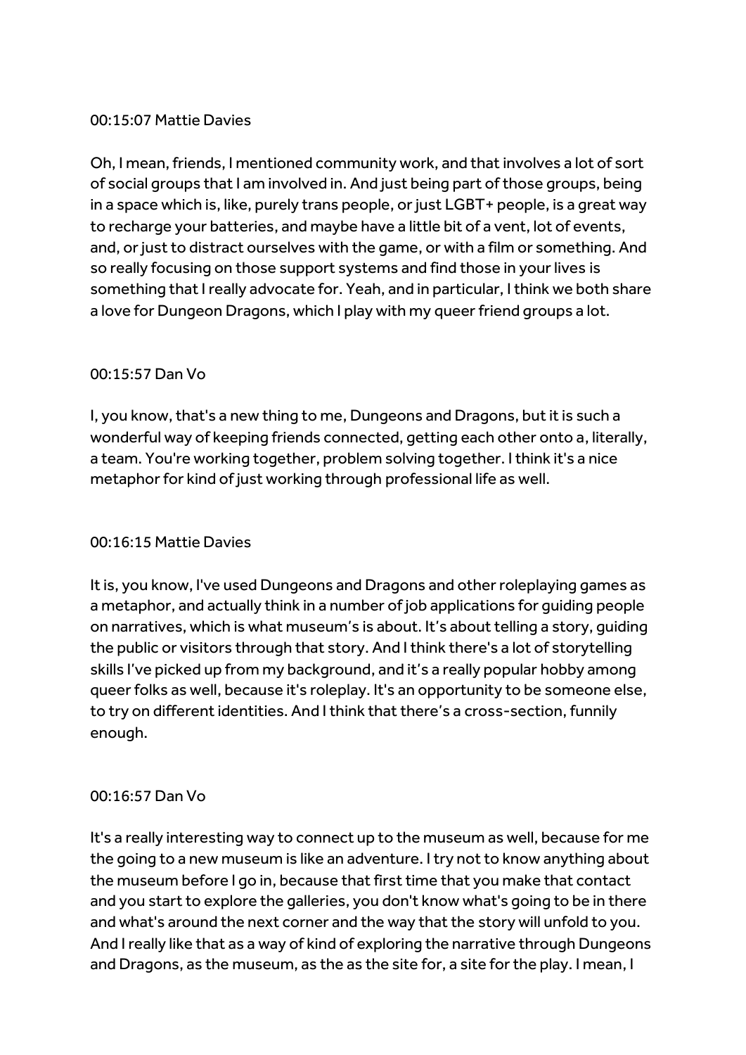00:15:07 Mattie Davies

Oh, I mean, friends, I mentioned community work, and that involves a lot of sort of social groups that I am involved in. And just being part of those groups, being in a space which is, like, purely trans people, or just LGBT+ people, is a great way to recharge your batteries, and maybe have a little bit of a vent, lot of events, and, or just to distract ourselves with the game, or with a film or something. And so really focusing on those support systems and find those in your lives is something that I really advocate for. Yeah, and in particular, I think we both share a love for Dungeon Dragons, which I play with my queer friend groups a lot.

00:15:57 Dan Vo

I, you know, that's a new thing to me, Dungeons and Dragons, but it is such a wonderful way of keeping friends connected, getting each other onto a, literally, a team. You're working together, problem solving together. I think it's a nice metaphor for kind of just working through professional life as well.

00:16:15 Mattie Davies

It is, you know, I've used Dungeons and Dragons and other roleplaying games as a metaphor, and actually think in a number of job applications for guiding people on narratives, which is what museum's is about. It's about telling a story, guiding the public or visitors through that story. And I think there's a lot of storytelling skills I've picked up from my background, and it's a really popular hobby among queer folks as well, because it's roleplay. It's an opportunity to be someone else, to try on different identities. And I think that there's a cross-section, funnily enough.

00:16:57 Dan Vo

It's a really interesting way to connect up to the museum as well, because for me the going to a new museum is like an adventure. I try not to know anything about the museum before I go in, because that first time that you make that contact and you start to explore the galleries, you don't know what's going to be in there and what's around the next corner and the way that the story will unfold to you. And I really like that as a way of kind of exploring the narrative through Dungeons and Dragons, as the museum, as the as the site for, a site for the play. I mean, I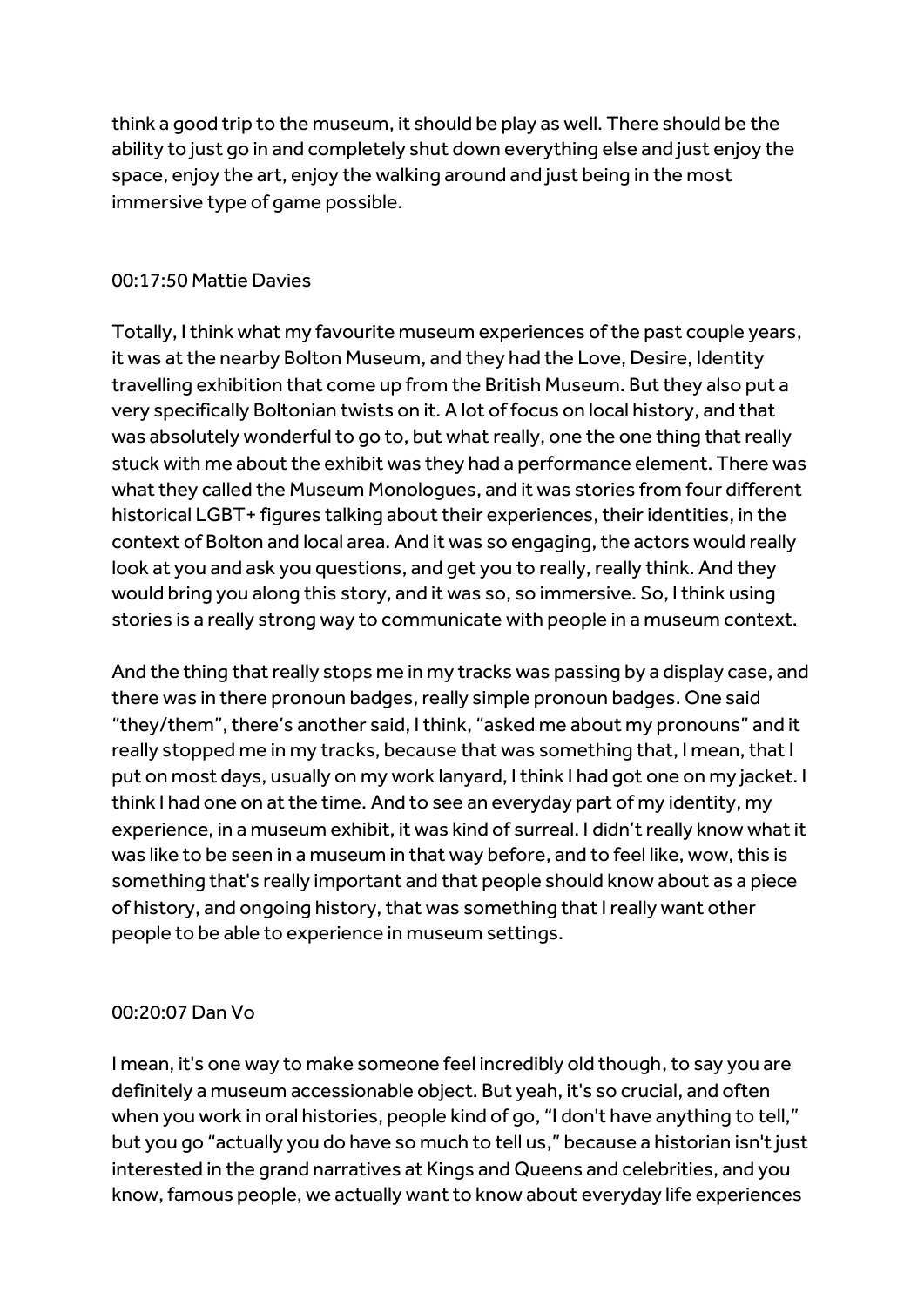think a good trip to the museum, it should be play as well. There should be the ability to just go in and completely shut down everything else and just enjoy the space, enjoy the art, enjoy the walking around and just being in the most immersive type of game possible.

00:17:50 Mattie Davies

Totally, I think what my favourite museum experiences of the past couple years, it was at the nearby Bolton Museum, and they had the Love, Desire, Identity travelling exhibition that come up from the British Museum. But they also put a very specifically Boltonian twists on it. A lot of focus on local history, and that was absolutely wonderful to go to, but what really, one the one thing that really stuck with me about the exhibit was they had a performance element. There was what they called the Museum Monologues, and it was stories from four different historical LGBT+ figures talking about their experiences, their identities, in the context of Bolton and local area. And it was so engaging, the actors would really look at you and ask you questions, and get you to really, really think. And they would bring you along this story, and it was so, so immersive. So, I think using stories is a really strong way to communicate with people in a museum context.

And the thing that really stops me in my tracks was passing by a display case, and there was in there pronoun badges, really simple pronoun badges. One said "they/them", there's another said, I think, "asked me about my pronouns" and it really stopped me in my tracks, because that was something that, I mean, that I put on most days, usually on my work lanyard, I think I had got one on my jacket. I think I had one on at the time. And to see an everyday part of my identity, my experience, in a museum exhibit, it was kind of surreal. I didn't really know what it was like to be seen in a museum in that way before, and to feel like, wow, this is something that's really important and that people should know about as a piece of history, and ongoing history, that was something that I really want other people to be able to experience in museum settings.

00:20:07 Dan Vo

I mean, it's one way to make someone feel incredibly old though, to say you are definitely a museum accessionable object. But yeah, it's so crucial, and often when you work in oral histories, people kind of go, "I don't have anything to tell," but you go "actually you do have so much to tell us," because a historian isn't just interested in the grand narratives at Kings and Queens and celebrities, and you know, famous people, we actually want to know about everyday life experiences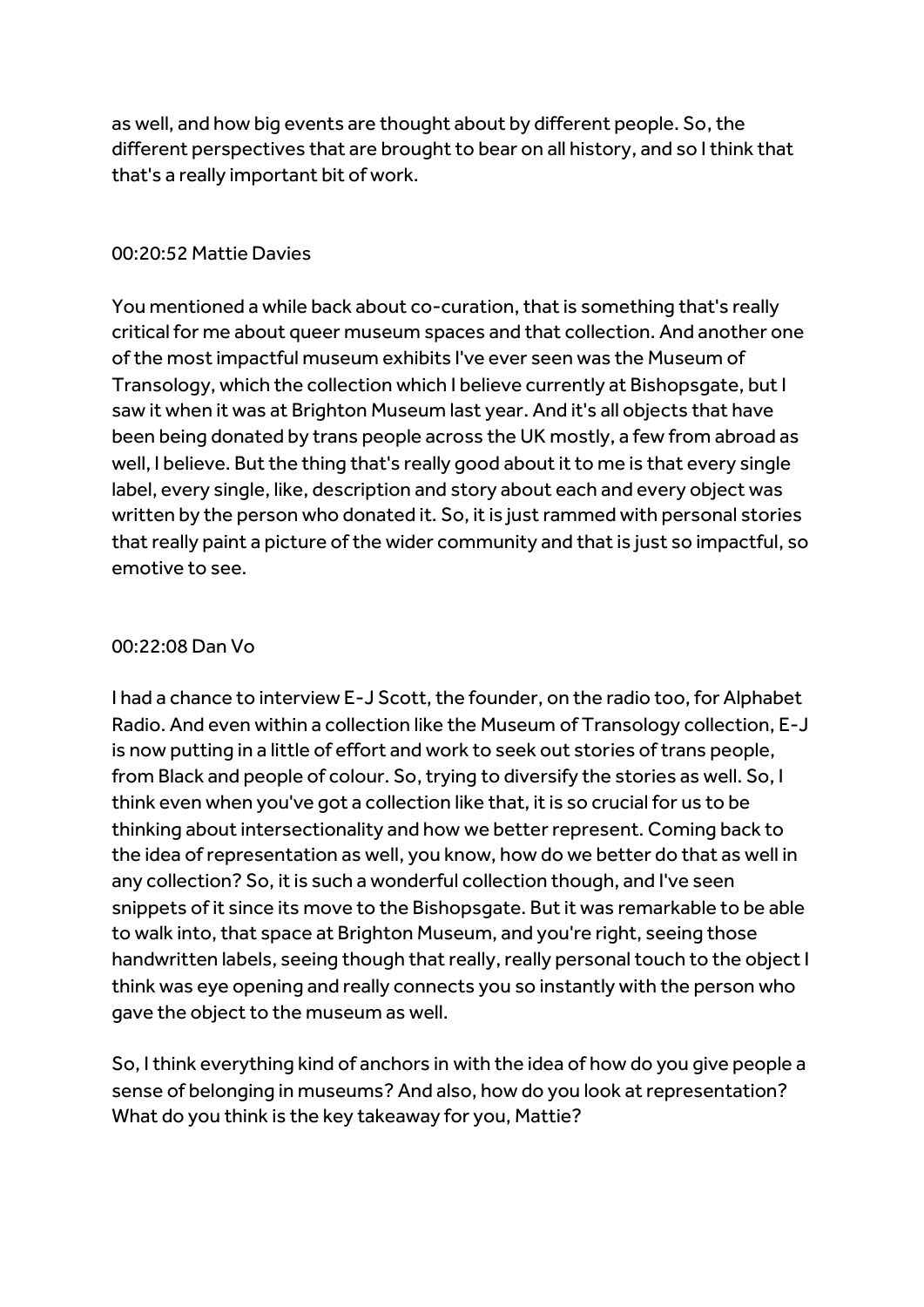as well, and how big events are thought about by different people. So, the different perspectives that are brought to bear on all history, and so I think that that's a really important bit of work.

00:20:52 Mattie Davies

You mentioned a while back about co-curation, that is something that's really critical for me about queer museum spaces and that collection. And another one of the most impactful museum exhibits I've ever seen was the Museum of Transology, which the collection which I believe currently at Bishopsgate, but I saw it when it was at Brighton Museum last year. And it's all objects that have been being donated by trans people across the UK mostly, a few from abroad as well, I believe. But the thing that's really good about it to me is that every single label, every single, like, description and story about each and every object was written by the person who donated it. So, it is just rammed with personal stories that really paint a picture of the wider community and that is just so impactful, so emotive to see.

00:22:08 Dan Vo

I had a chance to interview E-J Scott, the founder, on the radio too, for Alphabet Radio. And even within a collection like the Museum of Transology collection, E-J is now putting in a little of effort and work to seek out stories of trans people, from Black and people of colour. So, trying to diversify the stories as well. So, I think even when you've got a collection like that, it is so crucial for us to be thinking about intersectionality and how we better represent. Coming back to the idea of representation as well, you know, how do we better do that as well in any collection? So, it is such a wonderful collection though, and I've seen snippets of it since its move to the Bishopsgate. But it was remarkable to be able to walk into, that space at Brighton Museum, and you're right, seeing those handwritten labels, seeing though that really, really personal touch to the object I think was eye opening and really connects you so instantly with the person who gave the object to the museum as well.

So, I think everything kind of anchors in with the idea of how do you give people a sense of belonging in museums? And also, how do you look at representation? What do you think is the key takeaway for you, Mattie?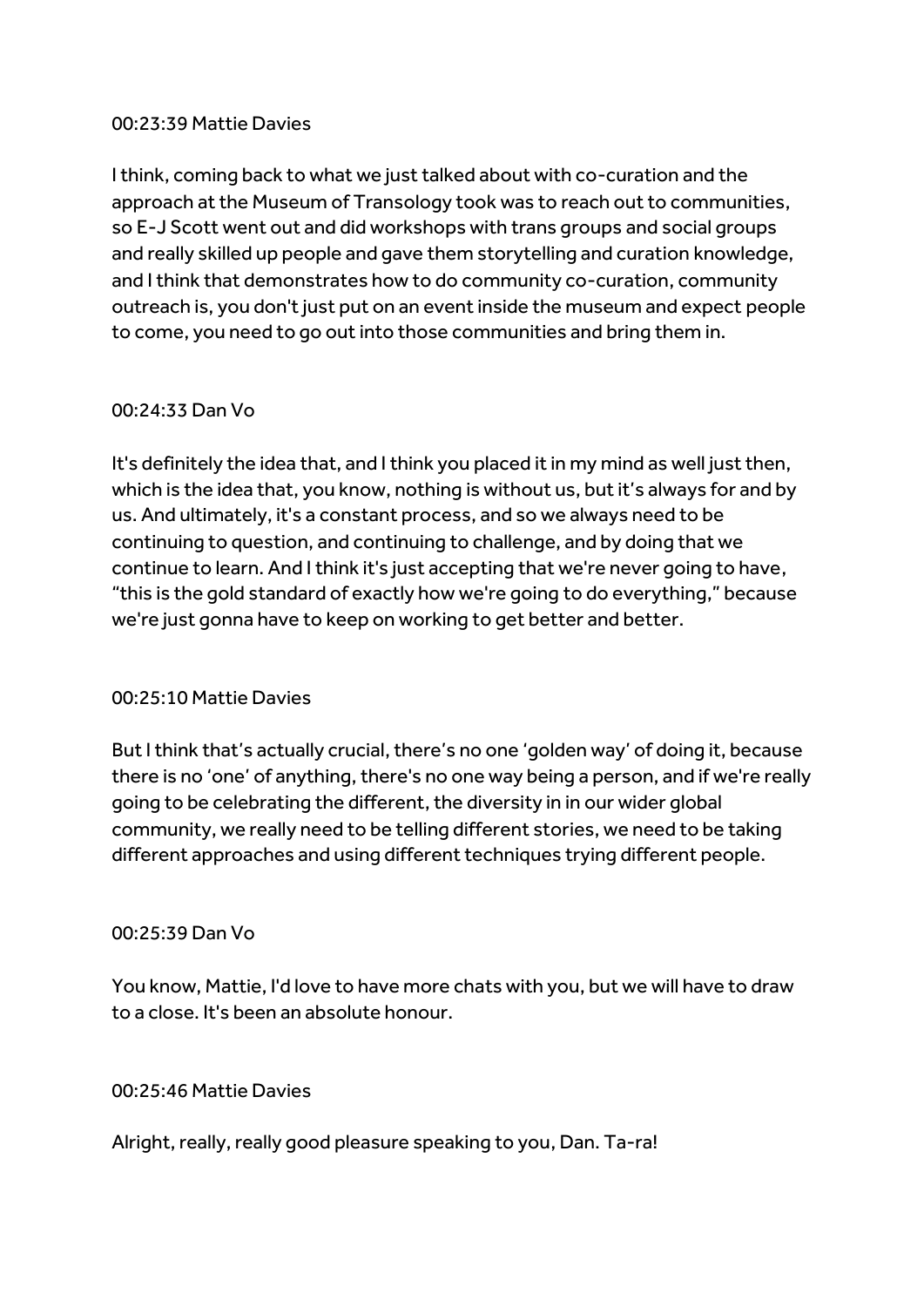00:23:39 Mattie Davies

I think, coming back to what we just talked about with co-curation and the approach at the Museum of Transology took was to reach out to communities, so E-J Scott went out and did workshops with trans groups and social groups and really skilled up people and gave them storytelling and curation knowledge, and I think that demonstrates how to do community co-curation, community outreach is, you don't just put on an event inside the museum and expect people to come, you need to go out into those communities and bring them in.

00:24:33 Dan Vo

It's definitely the idea that, and I think you placed it in my mind as well just then, which is the idea that, you know, nothing is without us, but it's always for and by us. And ultimately, it's a constant process, and so we always need to be continuing to question, and continuing to challenge, and by doing that we continue to learn. And I think it's just accepting that we're never going to have, "this is the gold standard of exactly how we're going to do everything," because we're just gonna have to keep on working to get better and better.

00:25:10 Mattie Davies

But I think that's actually crucial, there's no one 'golden way' of doing it, because there is no 'one' of anything, there's no one way being a person, and if we're really going to be celebrating the different, the diversity in in our wider global community, we really need to be telling different stories, we need to be taking different approaches and using different techniques trying different people.

00:25:39 Dan Vo

You know, Mattie, I'd love to have more chats with you, but we will have to draw to a close. It's been an absolute honour.

00:25:46 Mattie Davies

Alright, really, really good pleasure speaking to you, Dan. Ta-ra!